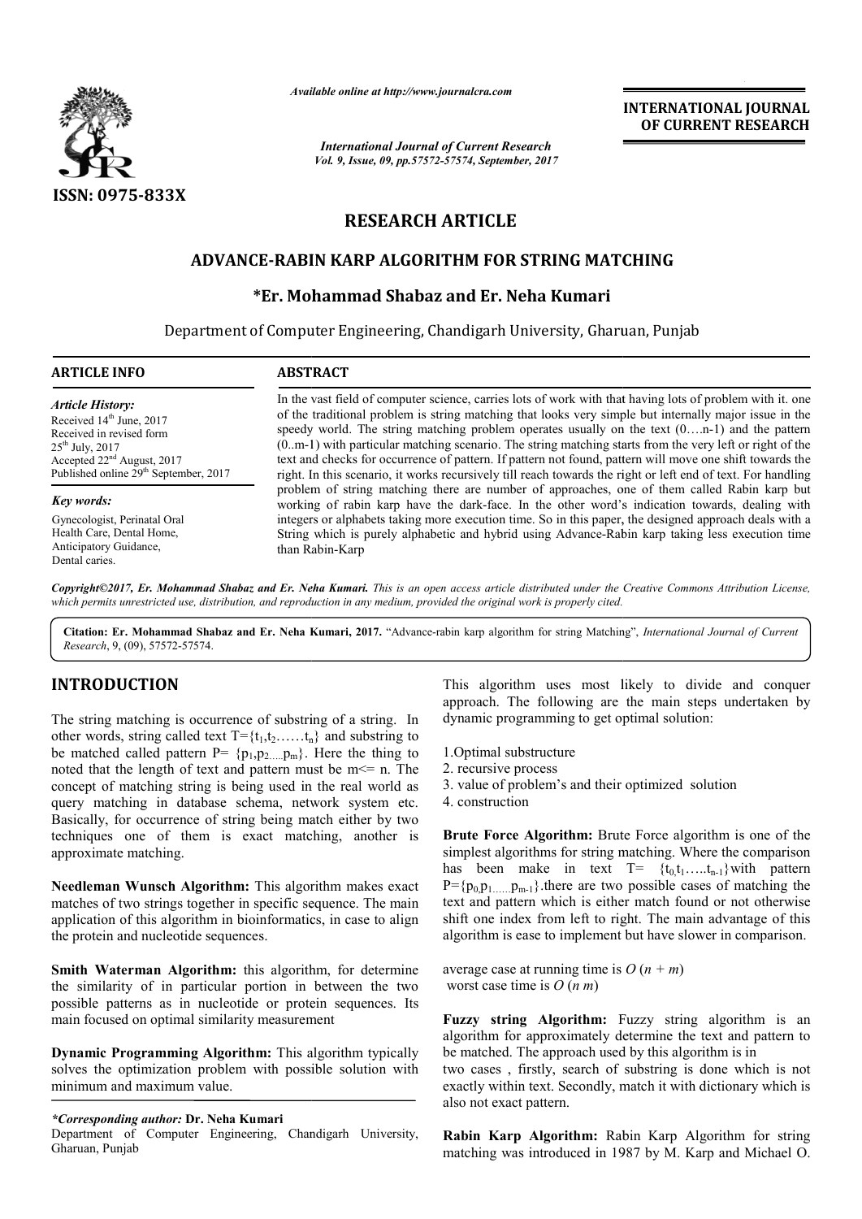ISSN: 0975-833X

*Available online at http://www.journalcra.com*

*International Journal of Current Research*
*Vol. 9, Issue, 09, pp.57572-57574, September, 2017*

**INTERNATIONAL JOURNAL OF CURRENT RESEARCH**

## RESEARCH ARTICLE

# ADVANCE-RABIN KARP ALGORITHM FOR STRING MATCHING

### *Er. Mohammad Shabaz and Er. Neha Kumari

Department of Computer Engineering, Chandigarh University, Gharuan, Punjab

**ARTICLE INFO**

*Article History:*
Received 14th June, 2017
Received in revised form 25th July, 2017
Accepted 22nd August, 2017
Published online 29th September, 2017

*Key words:*
Gynecologist, Perinatal Oral Health Care, Dental Home, Anticipatory Guidance, Dental caries.

**ABSTRACT**

In the vast field of computer science, carries lots of work with that having lots of problem with it. one of the traditional problem is string matching that looks very simple but internally major issue in the speedy world. The string matching problem operates usually on the text (0….n-1) and the pattern (0..m-1) with particular matching scenario. The string matching starts from the very left or right of the text and checks for occurrence of pattern. If pattern not found, pattern will move one shift towards the right. In this scenario, it works recursively till reach towards the right or left end of text. For handling problem of string matching there are number of approaches, one of them called Rabin karp but working of rabin karp have the dark-face. In the other word's indication towards, dealing with integers or alphabets taking more execution time. So in this paper, the designed approach deals with a String which is purely alphabetic and hybrid using Advance-Rabin karp taking less execution time than Rabin-Karp

*Copyright©2017, Er. Mohammad Shabaz and Er. Neha Kumari. This is an open access article distributed under the Creative Commons Attribution License, which permits unrestricted use, distribution, and reproduction in any medium, provided the original work is properly cited.*

**Citation: Er. Mohammad Shabaz and Er. Neha Kumari, 2017.** "Advance-rabin karp algorithm for string Matching", *International Journal of Current Research*, 9, (09), 57572-57574.

## INTRODUCTION

The string matching is occurrence of substring of a string. In other words, string called text $T=\{t_1,t_2……t_n\}$ and substring to be matched called pattern $P= \{p_1,p_{2…..}p_m\}$. Here the thing to noted that the length of text and pattern must be $m<= n$. The concept of matching string is being used in the real world as query matching in database schema, network system etc. Basically, for occurrence of string being match either by two techniques one of them is exact matching, another is approximate matching.

**Needleman Wunsch Algorithm:** This algorithm makes exact matches of two strings together in specific sequence. The main application of this algorithm in bioinformatics, in case to align the protein and nucleotide sequences.

**Smith Waterman Algorithm:** this algorithm, for determine the similarity of in particular portion in between the two possible patterns as in nucleotide or protein sequences. Its main focused on optimal similarity measurement

**Dynamic Programming Algorithm:** This algorithm typically solves the optimization problem with possible solution with minimum and maximum value.

This algorithm uses most likely to divide and conquer approach. The following are the main steps undertaken by dynamic programming to get optimal solution:

1. Optimal substructure
2. recursive process
3. value of problem's and their optimized solution
4. construction

**Brute Force Algorithm:** Brute Force algorithm is one of the simplest algorithms for string matching. Where the comparison has been make in text $T= \{t_0,t_1…..t_{n-1}\}$with pattern $P=\{p_0,p_{1……}p_{m-1}\}$.there are two possible cases of matching the text and pattern which is either match found or not otherwise shift one index from left to right. The main advantage of this algorithm is ease to implement but have slower in comparison.

average case at running time is $O(n + m)$
worst case time is $O(n\ m)$

**Fuzzy string Algorithm:** Fuzzy string algorithm is an algorithm for approximately determine the text and pattern to be matched. The approach used by this algorithm is in two cases , firstly, search of substring is done which is not exactly within text. Secondly, match it with dictionary which is also not exact pattern.

**Rabin Karp Algorithm:** Rabin Karp Algorithm for string matching was introduced in 1987 by M. Karp and Michael O.

**\*Corresponding author: Dr. Neha Kumari**
Department of Computer Engineering, Chandigarh University, Gharuan, Punjab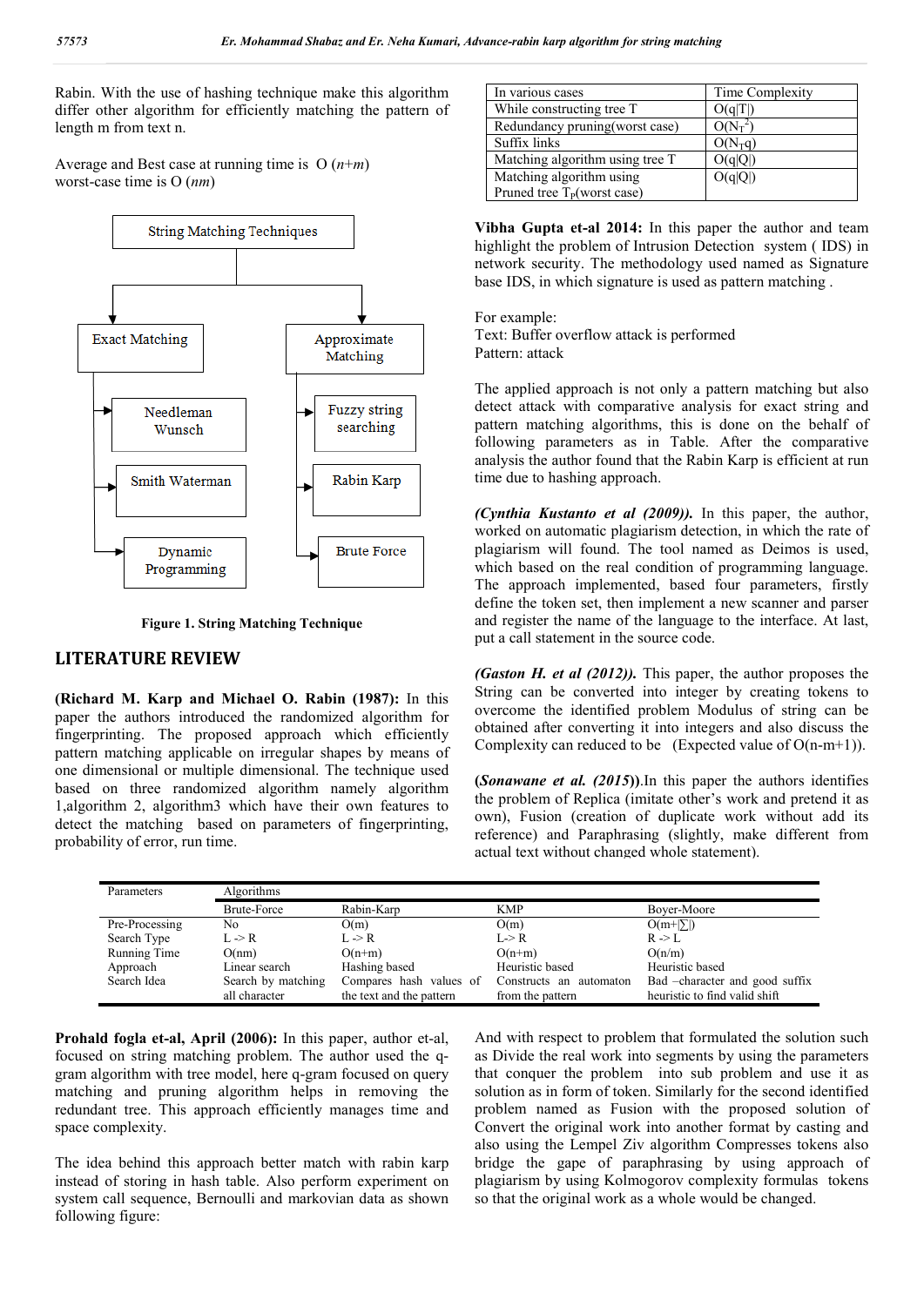Rabin. With the use of hashing technique make this algorithm differ other algorithm for efficiently matching the pattern of length m from text n.

Average and Best case at running time is O $(n+m)$
worst-case time is O $(nm)$

String Matching Techniques

Exact Matching
- Needleman Wunsch
- Smith Waterman
- Dynamic Programming

Approximate Matching
- Fuzzy string searching
- Rabin Karp
- Brute Force

**Figure 1. String Matching Technique**

## LITERATURE REVIEW

**(Richard M. Karp and Michael O. Rabin (1987):** In this paper the authors introduced the randomized algorithm for fingerprinting. The proposed approach which efficiently pattern matching applicable on irregular shapes by means of one dimensional or multiple dimensional. The technique used based on three randomized algorithm namely algorithm 1,algorithm 2, algorithm3 which have their own features to detect the matching based on parameters of fingerprinting, probability of error, run time.

| In various cases | Time Complexity |
|---|---|
| While constructing tree T | O(q\|T\|) |
| Redundancy pruning(worst case) | $O(N_T^2)$ |
| Suffix links | $O(N_T q)$ |
| Matching algorithm using tree T | O(q\|Q\|) |
| Matching algorithm using Pruned tree $T_P$(worst case) | O(q\|Q\|) |

**Vibha Gupta et-al 2014:** In this paper the author and team highlight the problem of Intrusion Detection system ( IDS) in network security. The methodology used named as Signature base IDS, in which signature is used as pattern matching .

For example:
Text: Buffer overflow attack is performed
Pattern: attack

The applied approach is not only a pattern matching but also detect attack with comparative analysis for exact string and pattern matching algorithms, this is done on the behalf of following parameters as in Table. After the comparative analysis the author found that the Rabin Karp is efficient at run time due to hashing approach.

***(Cynthia Kustanto et al (2009)).*** In this paper, the author, worked on automatic plagiarism detection, in which the rate of plagiarism will found. The tool named as Deimos is used, which based on the real condition of programming language. The approach implemented, based four parameters, firstly define the token set, then implement a new scanner and parser and register the name of the language to the interface. At last, put a call statement in the source code.

***(Gaston H. et al (2012)).*** This paper, the author proposes the String can be converted into integer by creating tokens to overcome the identified problem Modulus of string can be obtained after converting it into integers and also discuss the Complexity can reduced to be (Expected value of O(n-m+1)).

**(*Sonawane et al. (2015)*)**.In this paper the authors identifies the problem of Replica (imitate other's work and pretend it as own), Fusion (creation of duplicate work without add its reference) and Paraphrasing (slightly, make different from actual text without changed whole statement).

| Parameters | Algorithms | | | |
|---|---|---|---|---|
| | Brute-Force | Rabin-Karp | KMP | Boyer-Moore |
| Pre-Processing | No | O(m) | O(m) | O(m+\|∑\|) |
| Search Type | L -> R | L -> R | L-> R | R -> L |
| Running Time | O(nm) | O(n+m) | O(n+m) | O(n/m) |
| Approach | Linear search | Hashing based | Heuristic based | Heuristic based |
| Search Idea | Search by matching all character | Compares hash values of the text and the pattern | Constructs an automaton from the pattern | Bad –character and good suffix heuristic to find valid shift |

**Prohald fogla et-al, April (2006):** In this paper, author et-al, focused on string matching problem. The author used the q-gram algorithm with tree model, here q-gram focused on query matching and pruning algorithm helps in removing the redundant tree. This approach efficiently manages time and space complexity.

The idea behind this approach better match with rabin karp instead of storing in hash table. Also perform experiment on system call sequence, Bernoulli and markovian data as shown following figure:

And with respect to problem that formulated the solution such as Divide the real work into segments by using the parameters that conquer the problem into sub problem and use it as solution as in form of token. Similarly for the second identified problem named as Fusion with the proposed solution of Convert the original work into another format by casting and also using the Lempel Ziv algorithm Compresses tokens also bridge the gape of paraphrasing by using approach of plagiarism by using Kolmogorov complexity formulas tokens so that the original work as a whole would be changed.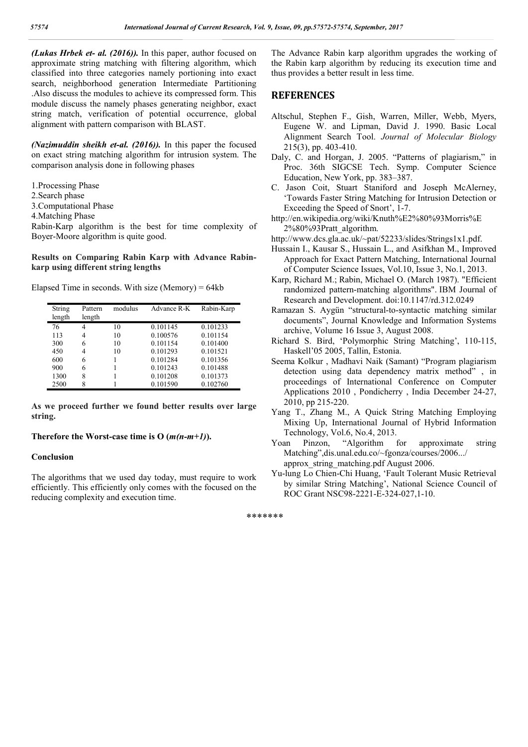***(Lukas Hrbek et- al. (2016)).*** In this paper, author focused on approximate string matching with filtering algorithm, which classified into three categories namely portioning into exact search, neighborhood generation Intermediate Partitioning .Also discuss the modules to achieve its compressed form. This module discuss the namely phases generating neighbor, exact string match, verification of potential occurrence, global alignment with pattern comparison with BLAST.

***(Nazimuddin sheikh et-al. (2016)).*** In this paper the focused on exact string matching algorithm for intrusion system. The comparison analysis done in following phases

1.Processing Phase
2.Search phase
3.Computational Phase
4.Matching Phase

Rabin-Karp algorithm is the best for time complexity of Boyer-Moore algorithm is quite good.

**Results on Comparing Rabin Karp with Advance Rabin-karp using different string lengths**

Elapsed Time in seconds. With size (Memory) = 64kb

| String length | Pattern length | modulus | Advance R-K | Rabin-Karp |
|---|---|---|---|---|
| 76 | 4 | 10 | 0.101145 | 0.101233 |
| 113 | 4 | 10 | 0.100576 | 0.101154 |
| 300 | 6 | 10 | 0.101154 | 0.101400 |
| 450 | 4 | 10 | 0.101293 | 0.101521 |
| 600 | 6 | 1 | 0.101284 | 0.101356 |
| 900 | 6 | 1 | 0.101243 | 0.101488 |
| 1300 | 8 | 1 | 0.101208 | 0.101373 |
| 2500 | 8 | 1 | 0.101590 | 0.102760 |

**As we proceed further we found better results over large string.**

**Therefore the Worst-case time is O ($m(n-m+1)$).**

**Conclusion**

The algorithms that we used day today, must require to work efficiently. This efficiently only comes with the focused on the reducing complexity and execution time.

The Advance Rabin karp algorithm upgrades the working of the Rabin karp algorithm by reducing its execution time and thus provides a better result in less time.

## REFERENCES

Altschul, Stephen F., Gish, Warren, Miller, Webb, Myers, Eugene W. and Lipman, David J. 1990. Basic Local Alignment Search Tool. *Journal of Molecular Biology* 215(3), pp. 403-410.

Daly, C. and Horgan, J. 2005. "Patterns of plagiarism," in Proc. 36th SIGCSE Tech. Symp. Computer Science Education, New York, pp. 383–387.

C. Jason Coit, Stuart Staniford and Joseph McAlerney, 'Towards Faster String Matching for Intrusion Detection or Exceeding the Speed of Snort', 1-7.

http://en.wikipedia.org/wiki/Knuth%E2%80%93Morris%E2%80%93Pratt_algorithm.

http://www.dcs.gla.ac.uk/~pat/52233/slides/Strings1x1.pdf.

Hussain I., Kausar S., Hussain L., and Asifkhan M., Improved Approach for Exact Pattern Matching, International Journal of Computer Science Issues, Vol.10, Issue 3, No.1, 2013.

Karp, Richard M.; Rabin, Michael O. (March 1987). "Efficient randomized pattern-matching algorithms". IBM Journal of Research and Development. doi:10.1147/rd.312.0249

Ramazan S. Aygün "structural-to-syntactic matching similar documents", Journal Knowledge and Information Systems archive, Volume 16 Issue 3, August 2008.

Richard S. Bird, 'Polymorphic String Matching', 110-115, Haskell'05 2005, Tallin, Estonia.

Seema Kolkur , Madhavi Naik (Samant) "Program plagiarism detection using data dependency matrix method" , in proceedings of International Conference on Computer Applications 2010 , Pondicherry , India December 24-27, 2010, pp 215-220.

Yang T., Zhang M., A Quick String Matching Employing Mixing Up, International Journal of Hybrid Information Technology, Vol.6, No.4, 2013.

Yoan Pinzon, "Algorithm for approximate string Matching",dis.unal.edu.co/~fgonza/courses/2006.../approx_string_matching.pdf August 2006.

Yu-lung Lo Chien-Chi Huang, 'Fault Tolerant Music Retrieval by similar String Matching', National Science Council of ROC Grant NSC98-2221-E-324-027,1-10.

*******